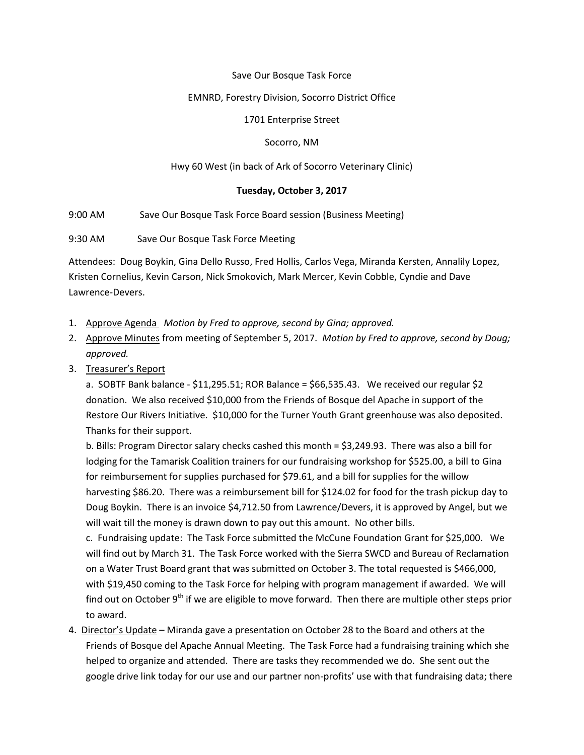Save Our Bosque Task Force

EMNRD, Forestry Division, Socorro District Office

1701 Enterprise Street

Socorro, NM

Hwy 60 West (in back of Ark of Socorro Veterinary Clinic)

**Tuesday, October 3, 2017**

9:00 AM Save Our Bosque Task Force Board session (Business Meeting)

9:30 AM Save Our Bosque Task Force Meeting

Attendees: Doug Boykin, Gina Dello Russo, Fred Hollis, Carlos Vega, Miranda Kersten, Annalily Lopez, Kristen Cornelius, Kevin Carson, Nick Smokovich, Mark Mercer, Kevin Cobble, Cyndie and Dave Lawrence-Devers.

1. Approve Agenda *Motion by Fred to approve, second by Gina; approved.*
2. Approve Minutes from meeting of September 5, 2017. *Motion by Fred to approve, second by Doug; approved.*
3. Treasurer's Report

   a. SOBTF Bank balance - $11,295.51; ROR Balance = $66,535.43. We received our regular $2 donation. We also received $10,000 from the Friends of Bosque del Apache in support of the Restore Our Rivers Initiative. $10,000 for the Turner Youth Grant greenhouse was also deposited. Thanks for their support.

   b. Bills: Program Director salary checks cashed this month = $3,249.93. There was also a bill for lodging for the Tamarisk Coalition trainers for our fundraising workshop for $525.00, a bill to Gina for reimbursement for supplies purchased for $79.61, and a bill for supplies for the willow harvesting $86.20. There was a reimbursement bill for $124.02 for food for the trash pickup day to Doug Boykin. There is an invoice $4,712.50 from Lawrence/Devers, it is approved by Angel, but we will wait till the money is drawn down to pay out this amount. No other bills.

   c. Fundraising update: The Task Force submitted the McCune Foundation Grant for $25,000. We will find out by March 31. The Task Force worked with the Sierra SWCD and Bureau of Reclamation on a Water Trust Board grant that was submitted on October 3. The total requested is $466,000, with $19,450 coming to the Task Force for helping with program management if awarded. We will find out on October 9th if we are eligible to move forward. Then there are multiple other steps prior to award.
4. Director's Update – Miranda gave a presentation on October 28 to the Board and others at the Friends of Bosque del Apache Annual Meeting. The Task Force had a fundraising training which she helped to organize and attended. There are tasks they recommended we do. She sent out the google drive link today for our use and our partner non-profits' use with that fundraising data; there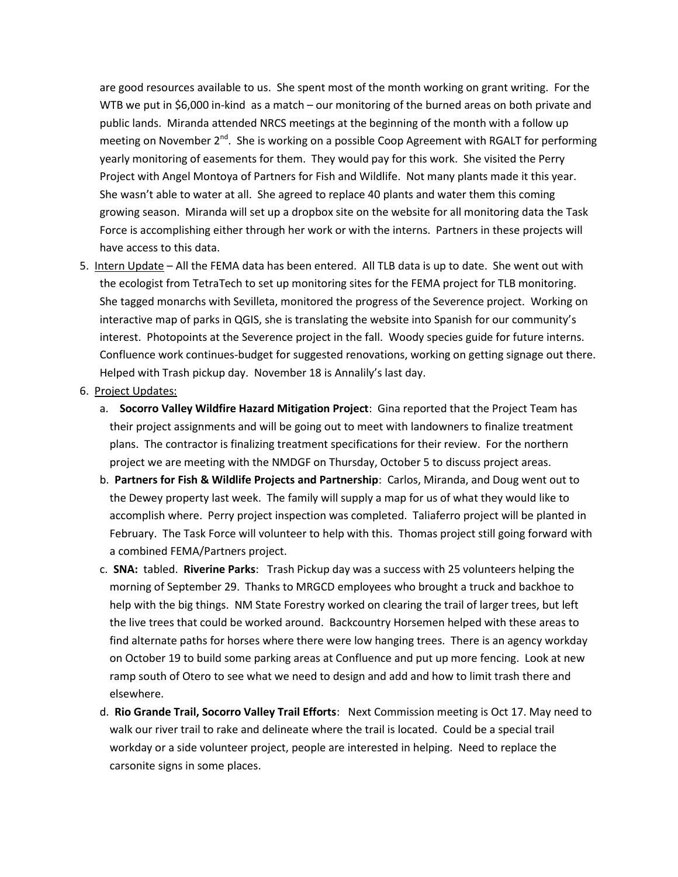are good resources available to us. She spent most of the month working on grant writing. For the WTB we put in $6,000 in-kind as a match – our monitoring of the burned areas on both private and public lands. Miranda attended NRCS meetings at the beginning of the month with a follow up meeting on November 2nd. She is working on a possible Coop Agreement with RGALT for performing yearly monitoring of easements for them. They would pay for this work. She visited the Perry Project with Angel Montoya of Partners for Fish and Wildlife. Not many plants made it this year. She wasn't able to water at all. She agreed to replace 40 plants and water them this coming growing season. Miranda will set up a dropbox site on the website for all monitoring data the Task Force is accomplishing either through her work or with the interns. Partners in these projects will have access to this data.

5. Intern Update – All the FEMA data has been entered. All TLB data is up to date. She went out with the ecologist from TetraTech to set up monitoring sites for the FEMA project for TLB monitoring. She tagged monarchs with Sevilleta, monitored the progress of the Severence project. Working on interactive map of parks in QGIS, she is translating the website into Spanish for our community's interest. Photopoints at the Severence project in the fall. Woody species guide for future interns. Confluence work continues-budget for suggested renovations, working on getting signage out there. Helped with Trash pickup day. November 18 is Annalily's last day.
6. Project Updates:
   a. **Socorro Valley Wildfire Hazard Mitigation Project**: Gina reported that the Project Team has their project assignments and will be going out to meet with landowners to finalize treatment plans. The contractor is finalizing treatment specifications for their review. For the northern project we are meeting with the NMDGF on Thursday, October 5 to discuss project areas.
   b. **Partners for Fish & Wildlife Projects and Partnership**: Carlos, Miranda, and Doug went out to the Dewey property last week. The family will supply a map for us of what they would like to accomplish where. Perry project inspection was completed. Taliaferro project will be planted in February. The Task Force will volunteer to help with this. Thomas project still going forward with a combined FEMA/Partners project.
   c. **SNA:** tabled. **Riverine Parks**: Trash Pickup day was a success with 25 volunteers helping the morning of September 29. Thanks to MRGCD employees who brought a truck and backhoe to help with the big things. NM State Forestry worked on clearing the trail of larger trees, but left the live trees that could be worked around. Backcountry Horsemen helped with these areas to find alternate paths for horses where there were low hanging trees. There is an agency workday on October 19 to build some parking areas at Confluence and put up more fencing. Look at new ramp south of Otero to see what we need to design and add and how to limit trash there and elsewhere.
   d. **Rio Grande Trail, Socorro Valley Trail Efforts**: Next Commission meeting is Oct 17. May need to walk our river trail to rake and delineate where the trail is located. Could be a special trail workday or a side volunteer project, people are interested in helping. Need to replace the carsonite signs in some places.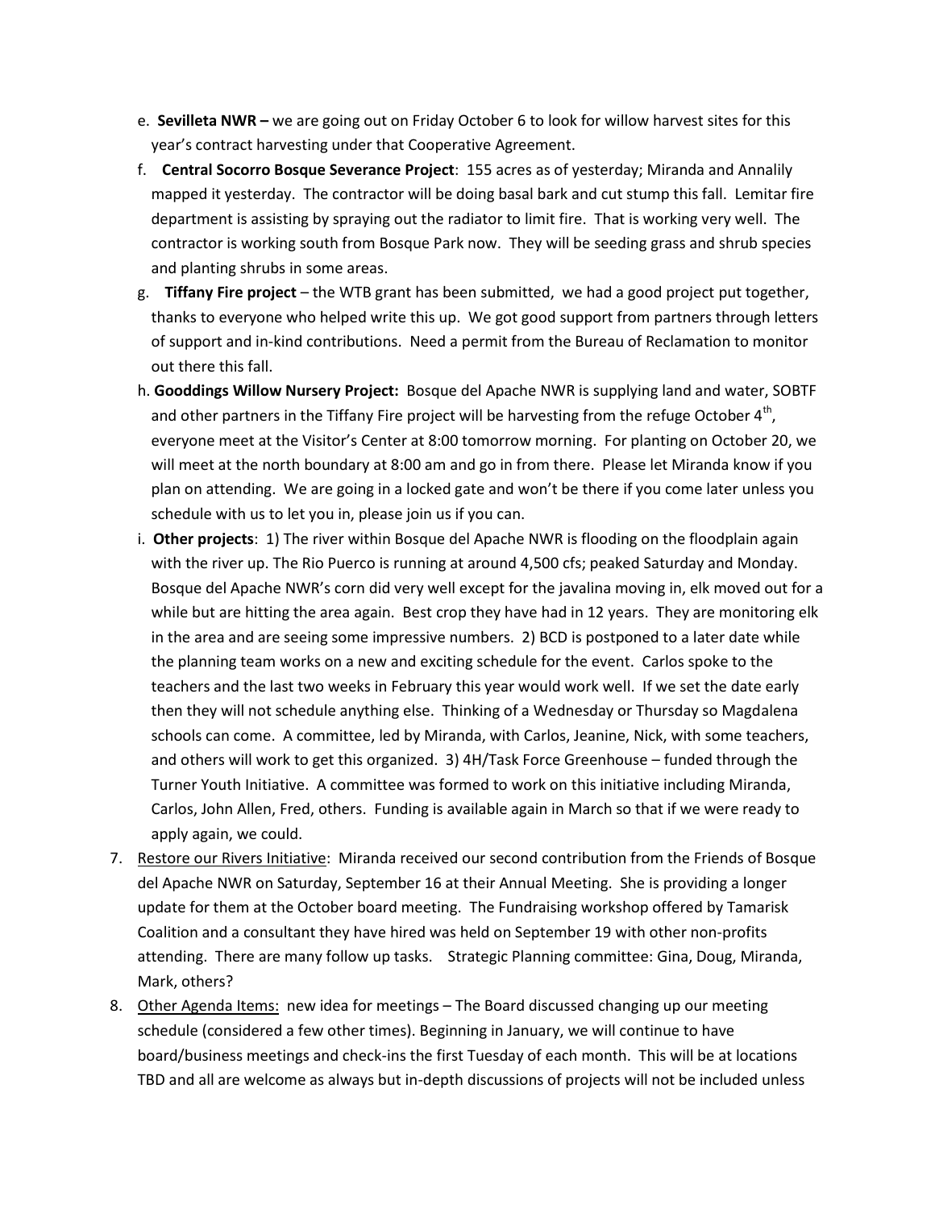e. **Sevilleta NWR –** we are going out on Friday October 6 to look for willow harvest sites for this year's contract harvesting under that Cooperative Agreement.

f. **Central Socorro Bosque Severance Project**: 155 acres as of yesterday; Miranda and Annalily mapped it yesterday. The contractor will be doing basal bark and cut stump this fall. Lemitar fire department is assisting by spraying out the radiator to limit fire. That is working very well. The contractor is working south from Bosque Park now. They will be seeding grass and shrub species and planting shrubs in some areas.

g. **Tiffany Fire project** – the WTB grant has been submitted, we had a good project put together, thanks to everyone who helped write this up. We got good support from partners through letters of support and in-kind contributions. Need a permit from the Bureau of Reclamation to monitor out there this fall.

h. **Gooddings Willow Nursery Project:** Bosque del Apache NWR is supplying land and water, SOBTF and other partners in the Tiffany Fire project will be harvesting from the refuge October 4th, everyone meet at the Visitor's Center at 8:00 tomorrow morning. For planting on October 20, we will meet at the north boundary at 8:00 am and go in from there. Please let Miranda know if you plan on attending. We are going in a locked gate and won't be there if you come later unless you schedule with us to let you in, please join us if you can.

i. **Other projects**: 1) The river within Bosque del Apache NWR is flooding on the floodplain again with the river up. The Rio Puerco is running at around 4,500 cfs; peaked Saturday and Monday. Bosque del Apache NWR's corn did very well except for the javalina moving in, elk moved out for a while but are hitting the area again. Best crop they have had in 12 years. They are monitoring elk in the area and are seeing some impressive numbers. 2) BCD is postponed to a later date while the planning team works on a new and exciting schedule for the event. Carlos spoke to the teachers and the last two weeks in February this year would work well. If we set the date early then they will not schedule anything else. Thinking of a Wednesday or Thursday so Magdalena schools can come. A committee, led by Miranda, with Carlos, Jeanine, Nick, with some teachers, and others will work to get this organized. 3) 4H/Task Force Greenhouse – funded through the Turner Youth Initiative. A committee was formed to work on this initiative including Miranda, Carlos, John Allen, Fred, others. Funding is available again in March so that if we were ready to apply again, we could.

7. <u>Restore our Rivers Initiative</u>: Miranda received our second contribution from the Friends of Bosque del Apache NWR on Saturday, September 16 at their Annual Meeting. She is providing a longer update for them at the October board meeting. The Fundraising workshop offered by Tamarisk Coalition and a consultant they have hired was held on September 19 with other non-profits attending. There are many follow up tasks. Strategic Planning committee: Gina, Doug, Miranda, Mark, others?

8. <u>Other Agenda Items:</u> new idea for meetings – The Board discussed changing up our meeting schedule (considered a few other times). Beginning in January, we will continue to have board/business meetings and check-ins the first Tuesday of each month. This will be at locations TBD and all are welcome as always but in-depth discussions of projects will not be included unless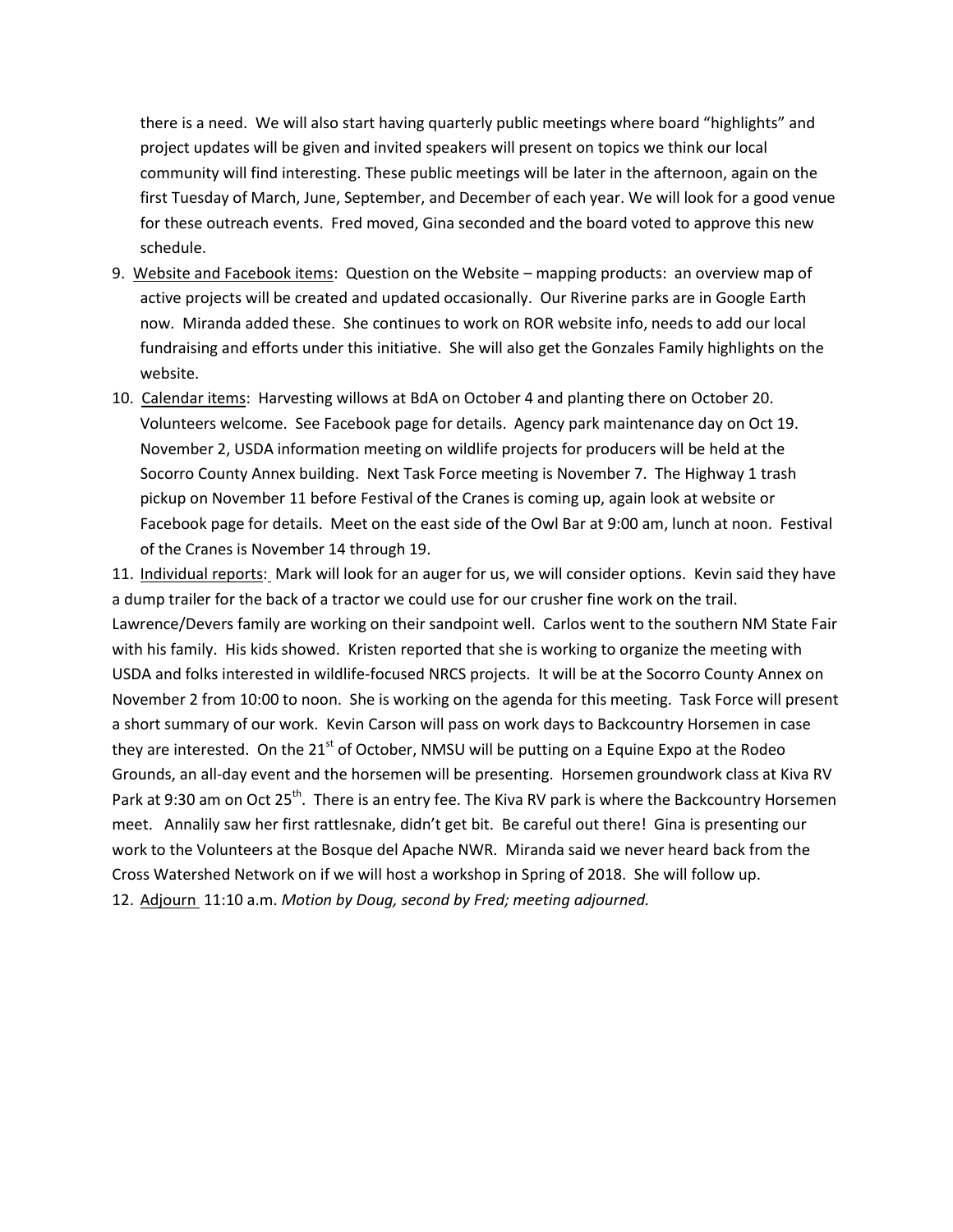there is a need. We will also start having quarterly public meetings where board "highlights" and project updates will be given and invited speakers will present on topics we think our local community will find interesting. These public meetings will be later in the afternoon, again on the first Tuesday of March, June, September, and December of each year. We will look for a good venue for these outreach events. Fred moved, Gina seconded and the board voted to approve this new schedule.

9. <u>Website and Facebook items</u>: Question on the Website – mapping products: an overview map of active projects will be created and updated occasionally. Our Riverine parks are in Google Earth now. Miranda added these. She continues to work on ROR website info, needs to add our local fundraising and efforts under this initiative. She will also get the Gonzales Family highlights on the website.
10. <u>Calendar items</u>: Harvesting willows at BdA on October 4 and planting there on October 20. Volunteers welcome. See Facebook page for details. Agency park maintenance day on Oct 19. November 2, USDA information meeting on wildlife projects for producers will be held at the Socorro County Annex building. Next Task Force meeting is November 7. The Highway 1 trash pickup on November 11 before Festival of the Cranes is coming up, again look at website or Facebook page for details. Meet on the east side of the Owl Bar at 9:00 am, lunch at noon. Festival of the Cranes is November 14 through 19.

11. <u>Individual reports</u>: Mark will look for an auger for us, we will consider options. Kevin said they have a dump trailer for the back of a tractor we could use for our crusher fine work on the trail. Lawrence/Devers family are working on their sandpoint well. Carlos went to the southern NM State Fair with his family. His kids showed. Kristen reported that she is working to organize the meeting with USDA and folks interested in wildlife-focused NRCS projects. It will be at the Socorro County Annex on November 2 from 10:00 to noon. She is working on the agenda for this meeting. Task Force will present a short summary of our work. Kevin Carson will pass on work days to Backcountry Horsemen in case they are interested. On the 21st of October, NMSU will be putting on a Equine Expo at the Rodeo Grounds, an all-day event and the horsemen will be presenting. Horsemen groundwork class at Kiva RV Park at 9:30 am on Oct 25th. There is an entry fee. The Kiva RV park is where the Backcountry Horsemen meet. Annalily saw her first rattlesnake, didn't get bit. Be careful out there! Gina is presenting our work to the Volunteers at the Bosque del Apache NWR. Miranda said we never heard back from the Cross Watershed Network on if we will host a workshop in Spring of 2018. She will follow up.

12. <u>Adjourn</u> 11:10 a.m. *Motion by Doug, second by Fred; meeting adjourned.*